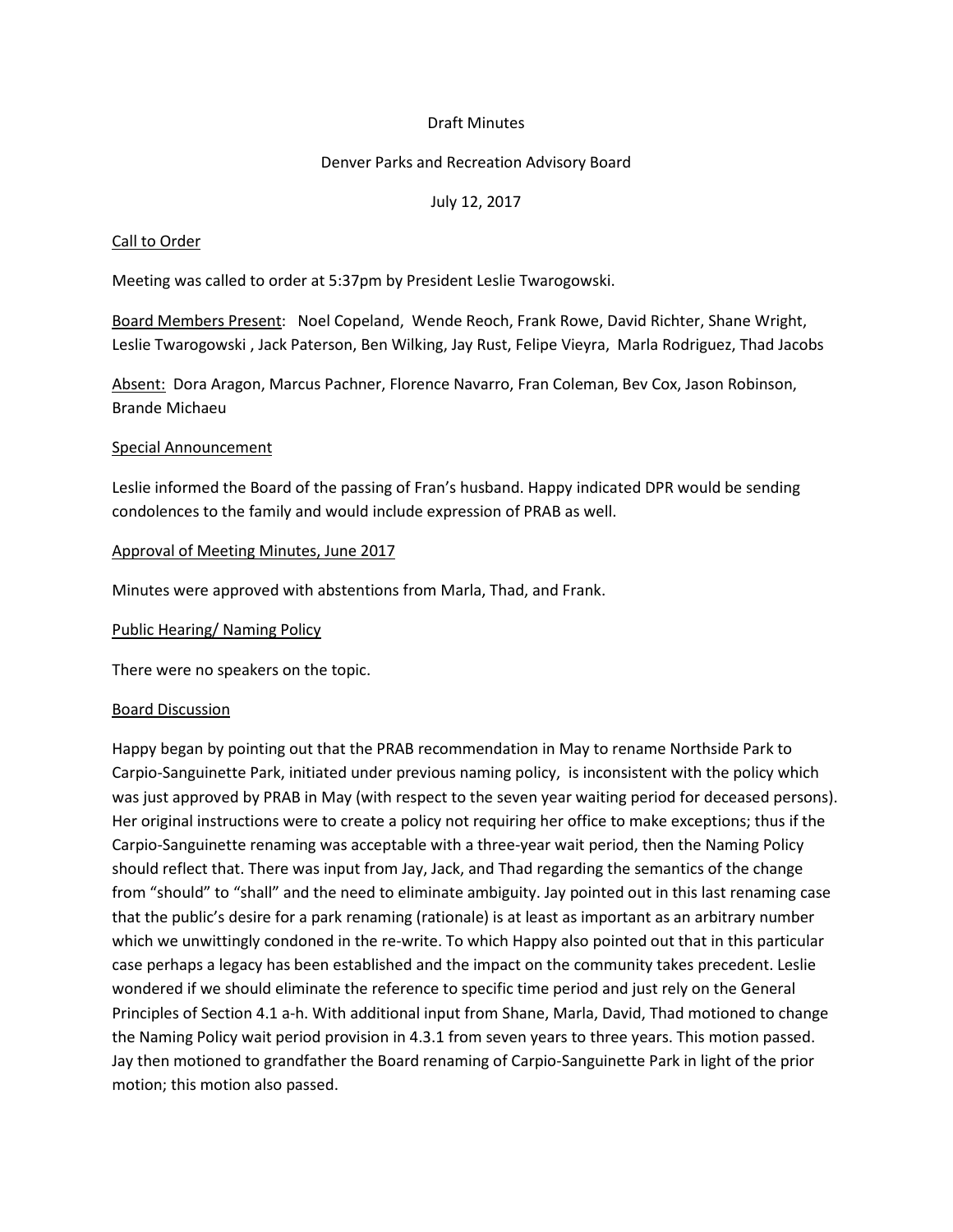Draft Minutes

Denver Parks and Recreation Advisory Board

July 12, 2017

<u>Call to Order</u>

Meeting was called to order at 5:37pm by President Leslie Twarogowski.

<u>Board Members Present</u>: Noel Copeland, Wende Reoch, Frank Rowe, David Richter, Shane Wright, Leslie Twarogowski , Jack Paterson, Ben Wilking, Jay Rust, Felipe Vieyra, Marla Rodriguez, Thad Jacobs

<u>Absent:</u> Dora Aragon, Marcus Pachner, Florence Navarro, Fran Coleman, Bev Cox, Jason Robinson, Brande Michaeu

<u>Special Announcement</u>

Leslie informed the Board of the passing of Fran's husband. Happy indicated DPR would be sending condolences to the family and would include expression of PRAB as well.

<u>Approval of Meeting Minutes, June 2017</u>

Minutes were approved with abstentions from Marla, Thad, and Frank.

<u>Public Hearing/ Naming Policy</u>

There were no speakers on the topic.

<u>Board Discussion</u>

Happy began by pointing out that the PRAB recommendation in May to rename Northside Park to Carpio-Sanguinette Park, initiated under previous naming policy, is inconsistent with the policy which was just approved by PRAB in May (with respect to the seven year waiting period for deceased persons). Her original instructions were to create a policy not requiring her office to make exceptions; thus if the Carpio-Sanguinette renaming was acceptable with a three-year wait period, then the Naming Policy should reflect that. There was input from Jay, Jack, and Thad regarding the semantics of the change from "should" to "shall" and the need to eliminate ambiguity. Jay pointed out in this last renaming case that the public's desire for a park renaming (rationale) is at least as important as an arbitrary number which we unwittingly condoned in the re-write. To which Happy also pointed out that in this particular case perhaps a legacy has been established and the impact on the community takes precedent. Leslie wondered if we should eliminate the reference to specific time period and just rely on the General Principles of Section 4.1 a-h. With additional input from Shane, Marla, David, Thad motioned to change the Naming Policy wait period provision in 4.3.1 from seven years to three years. This motion passed. Jay then motioned to grandfather the Board renaming of Carpio-Sanguinette Park in light of the prior motion; this motion also passed.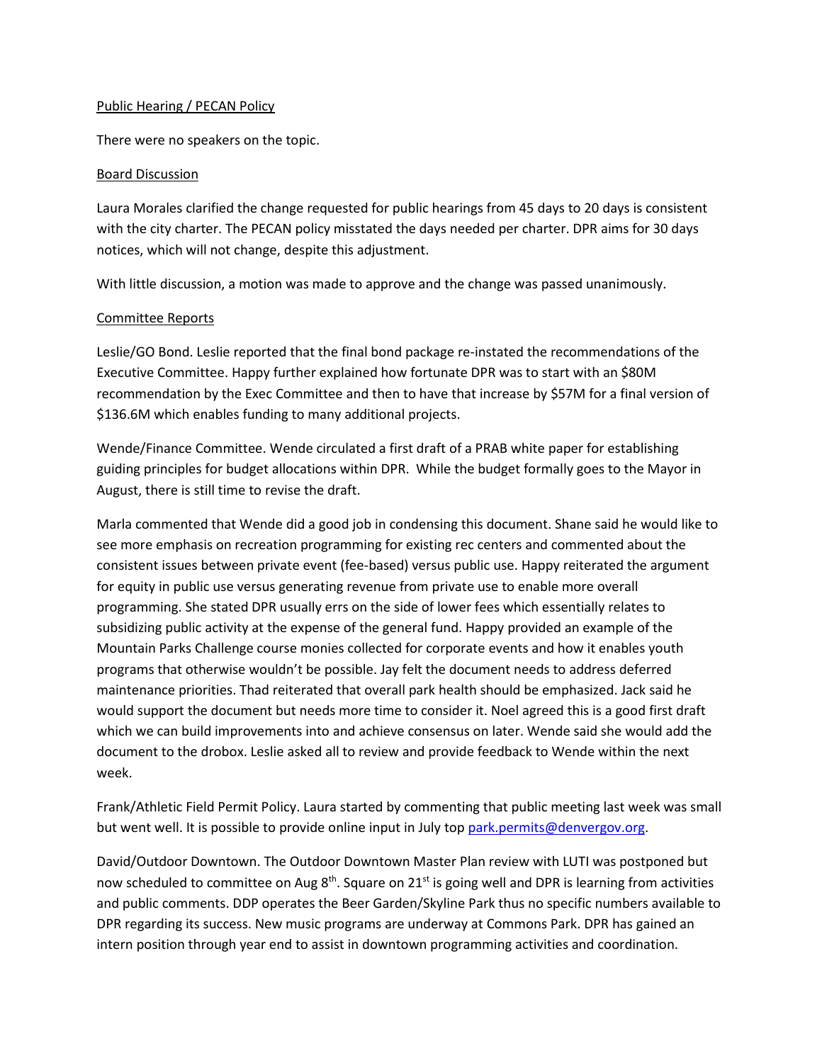Public Hearing / PECAN Policy

There were no speakers on the topic.

Board Discussion

Laura Morales clarified the change requested for public hearings from 45 days to 20 days is consistent with the city charter. The PECAN policy misstated the days needed per charter. DPR aims for 30 days notices, which will not change, despite this adjustment.

With little discussion, a motion was made to approve and the change was passed unanimously.

Committee Reports

Leslie/GO Bond. Leslie reported that the final bond package re-instated the recommendations of the Executive Committee. Happy further explained how fortunate DPR was to start with an $80M recommendation by the Exec Committee and then to have that increase by $57M for a final version of $136.6M which enables funding to many additional projects.

Wende/Finance Committee. Wende circulated a first draft of a PRAB white paper for establishing guiding principles for budget allocations within DPR. While the budget formally goes to the Mayor in August, there is still time to revise the draft.

Marla commented that Wende did a good job in condensing this document. Shane said he would like to see more emphasis on recreation programming for existing rec centers and commented about the consistent issues between private event (fee-based) versus public use. Happy reiterated the argument for equity in public use versus generating revenue from private use to enable more overall programming. She stated DPR usually errs on the side of lower fees which essentially relates to subsidizing public activity at the expense of the general fund. Happy provided an example of the Mountain Parks Challenge course monies collected for corporate events and how it enables youth programs that otherwise wouldn't be possible. Jay felt the document needs to address deferred maintenance priorities. Thad reiterated that overall park health should be emphasized. Jack said he would support the document but needs more time to consider it. Noel agreed this is a good first draft which we can build improvements into and achieve consensus on later. Wende said she would add the document to the drobox. Leslie asked all to review and provide feedback to Wende within the next week.

Frank/Athletic Field Permit Policy. Laura started by commenting that public meeting last week was small but went well. It is possible to provide online input in July top park.permits@denvergov.org.

David/Outdoor Downtown. The Outdoor Downtown Master Plan review with LUTI was postponed but now scheduled to committee on Aug 8th. Square on 21st is going well and DPR is learning from activities and public comments. DDP operates the Beer Garden/Skyline Park thus no specific numbers available to DPR regarding its success. New music programs are underway at Commons Park. DPR has gained an intern position through year end to assist in downtown programming activities and coordination.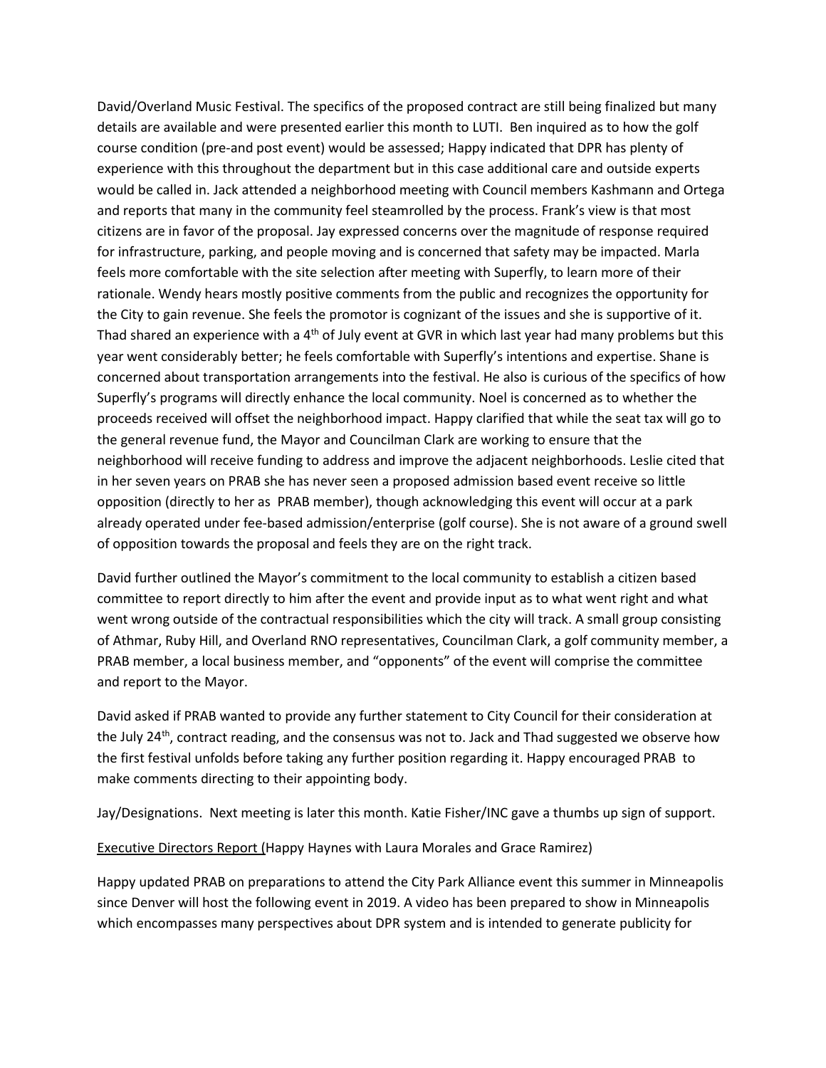David/Overland Music Festival. The specifics of the proposed contract are still being finalized but many details are available and were presented earlier this month to LUTI. Ben inquired as to how the golf course condition (pre-and post event) would be assessed; Happy indicated that DPR has plenty of experience with this throughout the department but in this case additional care and outside experts would be called in. Jack attended a neighborhood meeting with Council members Kashmann and Ortega and reports that many in the community feel steamrolled by the process. Frank's view is that most citizens are in favor of the proposal. Jay expressed concerns over the magnitude of response required for infrastructure, parking, and people moving and is concerned that safety may be impacted. Marla feels more comfortable with the site selection after meeting with Superfly, to learn more of their rationale. Wendy hears mostly positive comments from the public and recognizes the opportunity for the City to gain revenue. She feels the promotor is cognizant of the issues and she is supportive of it. Thad shared an experience with a 4th of July event at GVR in which last year had many problems but this year went considerably better; he feels comfortable with Superfly's intentions and expertise. Shane is concerned about transportation arrangements into the festival. He also is curious of the specifics of how Superfly's programs will directly enhance the local community. Noel is concerned as to whether the proceeds received will offset the neighborhood impact. Happy clarified that while the seat tax will go to the general revenue fund, the Mayor and Councilman Clark are working to ensure that the neighborhood will receive funding to address and improve the adjacent neighborhoods. Leslie cited that in her seven years on PRAB she has never seen a proposed admission based event receive so little opposition (directly to her as PRAB member), though acknowledging this event will occur at a park already operated under fee-based admission/enterprise (golf course). She is not aware of a ground swell of opposition towards the proposal and feels they are on the right track.

David further outlined the Mayor's commitment to the local community to establish a citizen based committee to report directly to him after the event and provide input as to what went right and what went wrong outside of the contractual responsibilities which the city will track. A small group consisting of Athmar, Ruby Hill, and Overland RNO representatives, Councilman Clark, a golf community member, a PRAB member, a local business member, and "opponents" of the event will comprise the committee and report to the Mayor.

David asked if PRAB wanted to provide any further statement to City Council for their consideration at the July 24th, contract reading, and the consensus was not to. Jack and Thad suggested we observe how the first festival unfolds before taking any further position regarding it. Happy encouraged PRAB to make comments directing to their appointing body.

Jay/Designations. Next meeting is later this month. Katie Fisher/INC gave a thumbs up sign of support.

Executive Directors Report (Happy Haynes with Laura Morales and Grace Ramirez)

Happy updated PRAB on preparations to attend the City Park Alliance event this summer in Minneapolis since Denver will host the following event in 2019. A video has been prepared to show in Minneapolis which encompasses many perspectives about DPR system and is intended to generate publicity for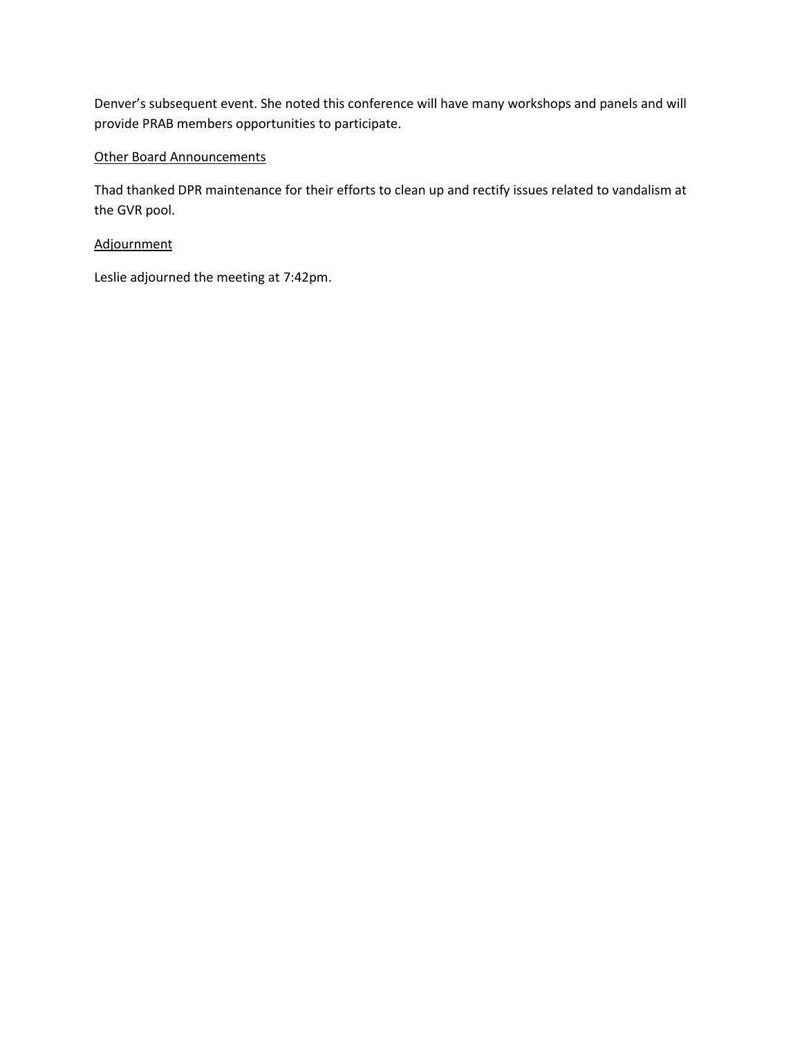Denver's subsequent event. She noted this conference will have many workshops and panels and will provide PRAB members opportunities to participate.

<u>Other Board Announcements</u>

Thad thanked DPR maintenance for their efforts to clean up and rectify issues related to vandalism at the GVR pool.

<u>Adjournment</u>

Leslie adjourned the meeting at 7:42pm.